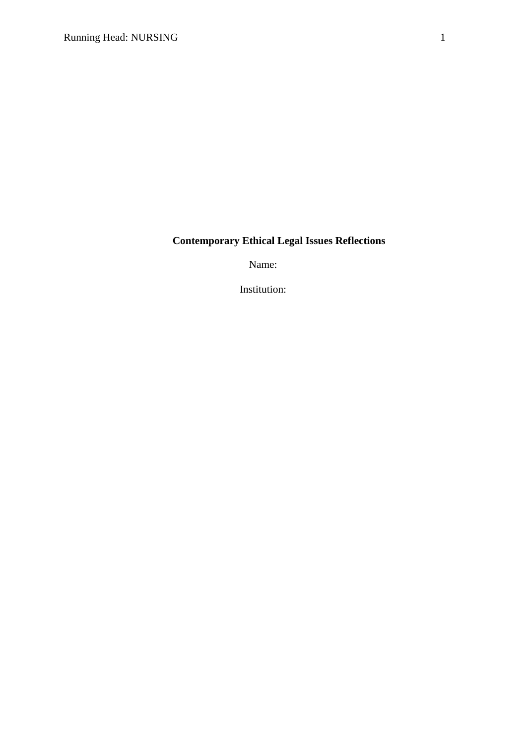**Contemporary Ethical Legal Issues Reflections**

Name:

Institution: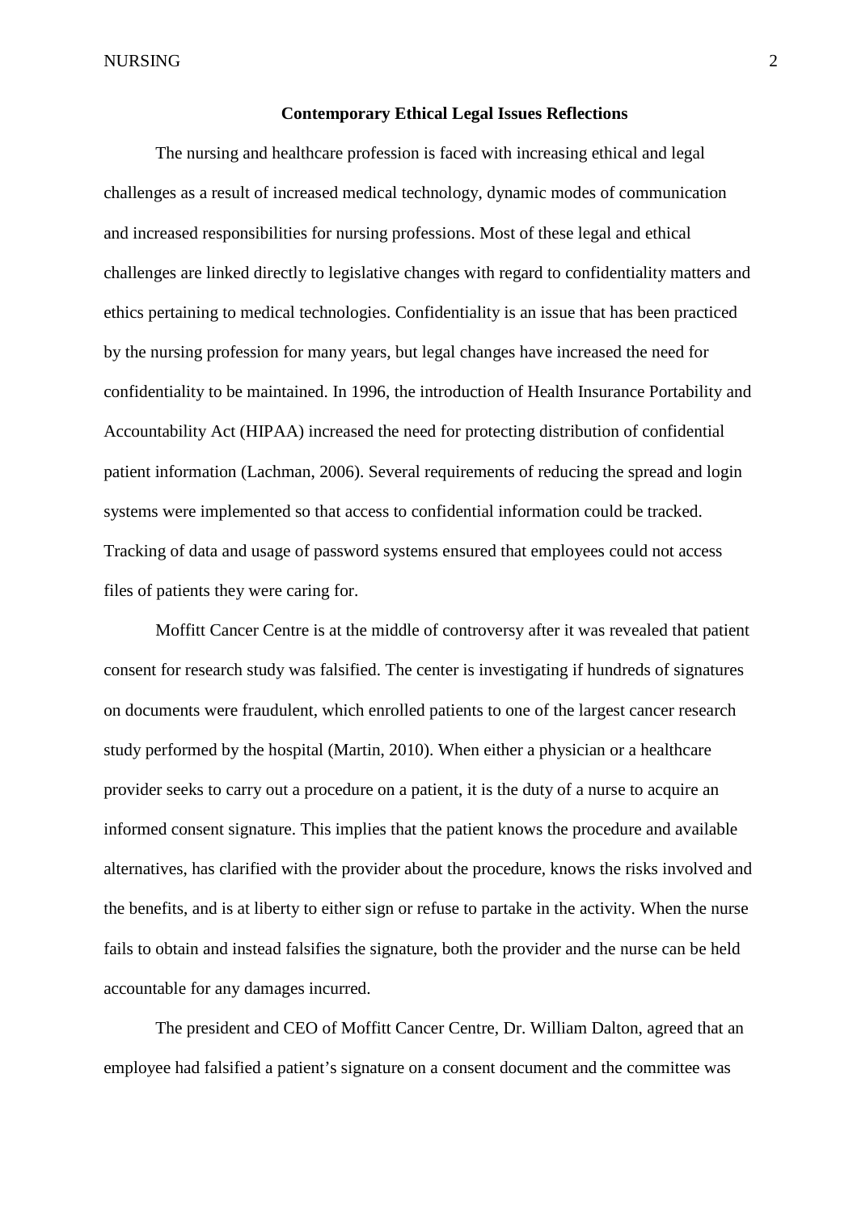**Contemporary Ethical Legal Issues Reflections**

The nursing and healthcare profession is faced with increasing ethical and legal challenges as a result of increased medical technology, dynamic modes of communication and increased responsibilities for nursing professions. Most of these legal and ethical challenges are linked directly to legislative changes with regard to confidentiality matters and ethics pertaining to medical technologies. Confidentiality is an issue that has been practiced by the nursing profession for many years, but legal changes have increased the need for confidentiality to be maintained. In 1996, the introduction of Health Insurance Portability and Accountability Act (HIPAA) increased the need for protecting distribution of confidential patient information (Lachman, 2006). Several requirements of reducing the spread and login systems were implemented so that access to confidential information could be tracked. Tracking of data and usage of password systems ensured that employees could not access files of patients they were caring for.

Moffitt Cancer Centre is at the middle of controversy after it was revealed that patient consent for research study was falsified. The center is investigating if hundreds of signatures on documents were fraudulent, which enrolled patients to one of the largest cancer research study performed by the hospital (Martin, 2010). When either a physician or a healthcare provider seeks to carry out a procedure on a patient, it is the duty of a nurse to acquire an informed consent signature. This implies that the patient knows the procedure and available alternatives, has clarified with the provider about the procedure, knows the risks involved and the benefits, and is at liberty to either sign or refuse to partake in the activity. When the nurse fails to obtain and instead falsifies the signature, both the provider and the nurse can be held accountable for any damages incurred.

The president and CEO of Moffitt Cancer Centre, Dr. William Dalton, agreed that an employee had falsified a patient's signature on a consent document and the committee was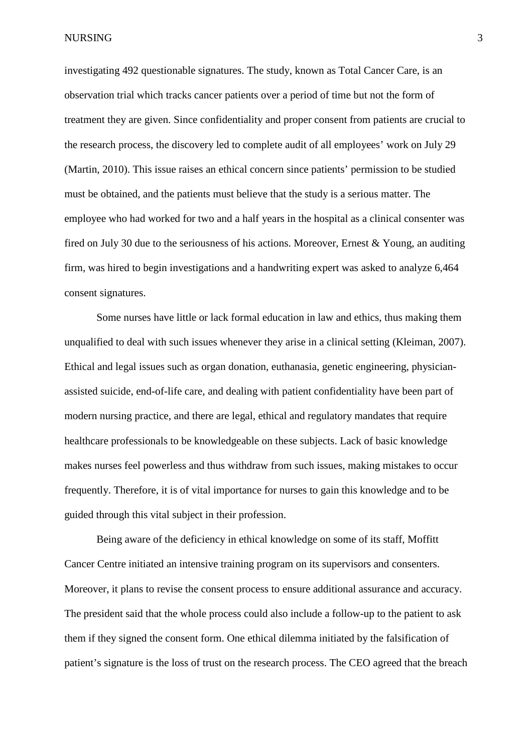investigating 492 questionable signatures. The study, known as Total Cancer Care, is an observation trial which tracks cancer patients over a period of time but not the form of treatment they are given. Since confidentiality and proper consent from patients are crucial to the research process, the discovery led to complete audit of all employees' work on July 29 (Martin, 2010). This issue raises an ethical concern since patients' permission to be studied must be obtained, and the patients must believe that the study is a serious matter. The employee who had worked for two and a half years in the hospital as a clinical consenter was fired on July 30 due to the seriousness of his actions. Moreover, Ernest & Young, an auditing firm, was hired to begin investigations and a handwriting expert was asked to analyze 6,464 consent signatures.

Some nurses have little or lack formal education in law and ethics, thus making them unqualified to deal with such issues whenever they arise in a clinical setting (Kleiman, 2007). Ethical and legal issues such as organ donation, euthanasia, genetic engineering, physician-assisted suicide, end-of-life care, and dealing with patient confidentiality have been part of modern nursing practice, and there are legal, ethical and regulatory mandates that require healthcare professionals to be knowledgeable on these subjects. Lack of basic knowledge makes nurses feel powerless and thus withdraw from such issues, making mistakes to occur frequently. Therefore, it is of vital importance for nurses to gain this knowledge and to be guided through this vital subject in their profession.

Being aware of the deficiency in ethical knowledge on some of its staff, Moffitt Cancer Centre initiated an intensive training program on its supervisors and consenters. Moreover, it plans to revise the consent process to ensure additional assurance and accuracy. The president said that the whole process could also include a follow-up to the patient to ask them if they signed the consent form. One ethical dilemma initiated by the falsification of patient's signature is the loss of trust on the research process. The CEO agreed that the breach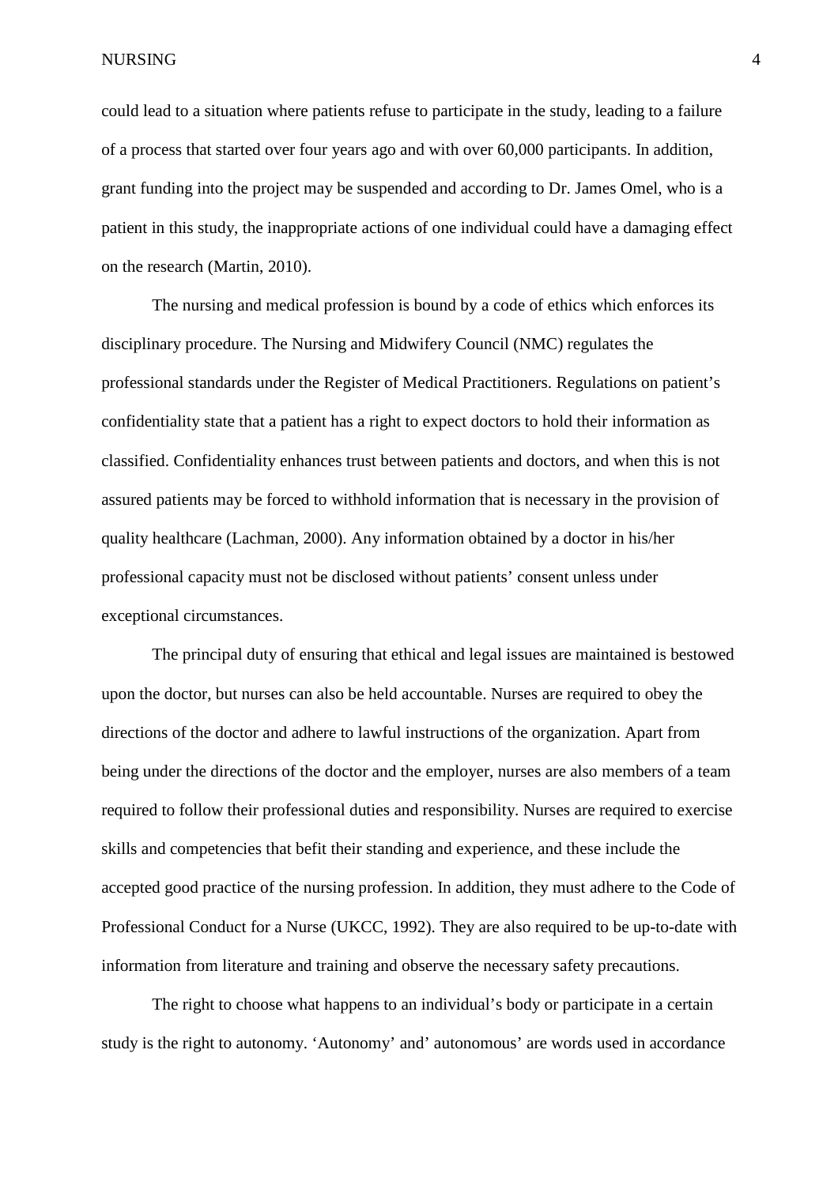could lead to a situation where patients refuse to participate in the study, leading to a failure of a process that started over four years ago and with over 60,000 participants. In addition, grant funding into the project may be suspended and according to Dr. James Omel, who is a patient in this study, the inappropriate actions of one individual could have a damaging effect on the research (Martin, 2010).

The nursing and medical profession is bound by a code of ethics which enforces its disciplinary procedure. The Nursing and Midwifery Council (NMC) regulates the professional standards under the Register of Medical Practitioners. Regulations on patient's confidentiality state that a patient has a right to expect doctors to hold their information as classified. Confidentiality enhances trust between patients and doctors, and when this is not assured patients may be forced to withhold information that is necessary in the provision of quality healthcare (Lachman, 2000). Any information obtained by a doctor in his/her professional capacity must not be disclosed without patients' consent unless under exceptional circumstances.

The principal duty of ensuring that ethical and legal issues are maintained is bestowed upon the doctor, but nurses can also be held accountable. Nurses are required to obey the directions of the doctor and adhere to lawful instructions of the organization. Apart from being under the directions of the doctor and the employer, nurses are also members of a team required to follow their professional duties and responsibility. Nurses are required to exercise skills and competencies that befit their standing and experience, and these include the accepted good practice of the nursing profession. In addition, they must adhere to the Code of Professional Conduct for a Nurse (UKCC, 1992). They are also required to be up-to-date with information from literature and training and observe the necessary safety precautions.

The right to choose what happens to an individual's body or participate in a certain study is the right to autonomy. 'Autonomy' and' autonomous' are words used in accordance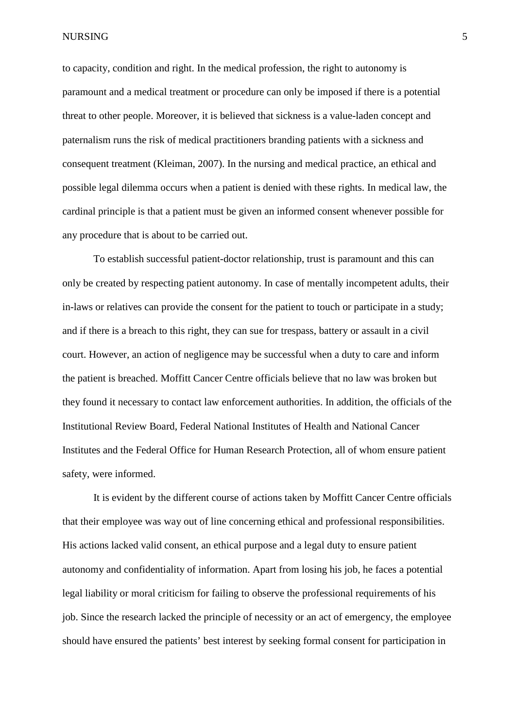to capacity, condition and right. In the medical profession, the right to autonomy is paramount and a medical treatment or procedure can only be imposed if there is a potential threat to other people. Moreover, it is believed that sickness is a value-laden concept and paternalism runs the risk of medical practitioners branding patients with a sickness and consequent treatment (Kleiman, 2007). In the nursing and medical practice, an ethical and possible legal dilemma occurs when a patient is denied with these rights. In medical law, the cardinal principle is that a patient must be given an informed consent whenever possible for any procedure that is about to be carried out.

To establish successful patient-doctor relationship, trust is paramount and this can only be created by respecting patient autonomy. In case of mentally incompetent adults, their in-laws or relatives can provide the consent for the patient to touch or participate in a study; and if there is a breach to this right, they can sue for trespass, battery or assault in a civil court. However, an action of negligence may be successful when a duty to care and inform the patient is breached. Moffitt Cancer Centre officials believe that no law was broken but they found it necessary to contact law enforcement authorities. In addition, the officials of the Institutional Review Board, Federal National Institutes of Health and National Cancer Institutes and the Federal Office for Human Research Protection, all of whom ensure patient safety, were informed.

It is evident by the different course of actions taken by Moffitt Cancer Centre officials that their employee was way out of line concerning ethical and professional responsibilities. His actions lacked valid consent, an ethical purpose and a legal duty to ensure patient autonomy and confidentiality of information. Apart from losing his job, he faces a potential legal liability or moral criticism for failing to observe the professional requirements of his job. Since the research lacked the principle of necessity or an act of emergency, the employee should have ensured the patients' best interest by seeking formal consent for participation in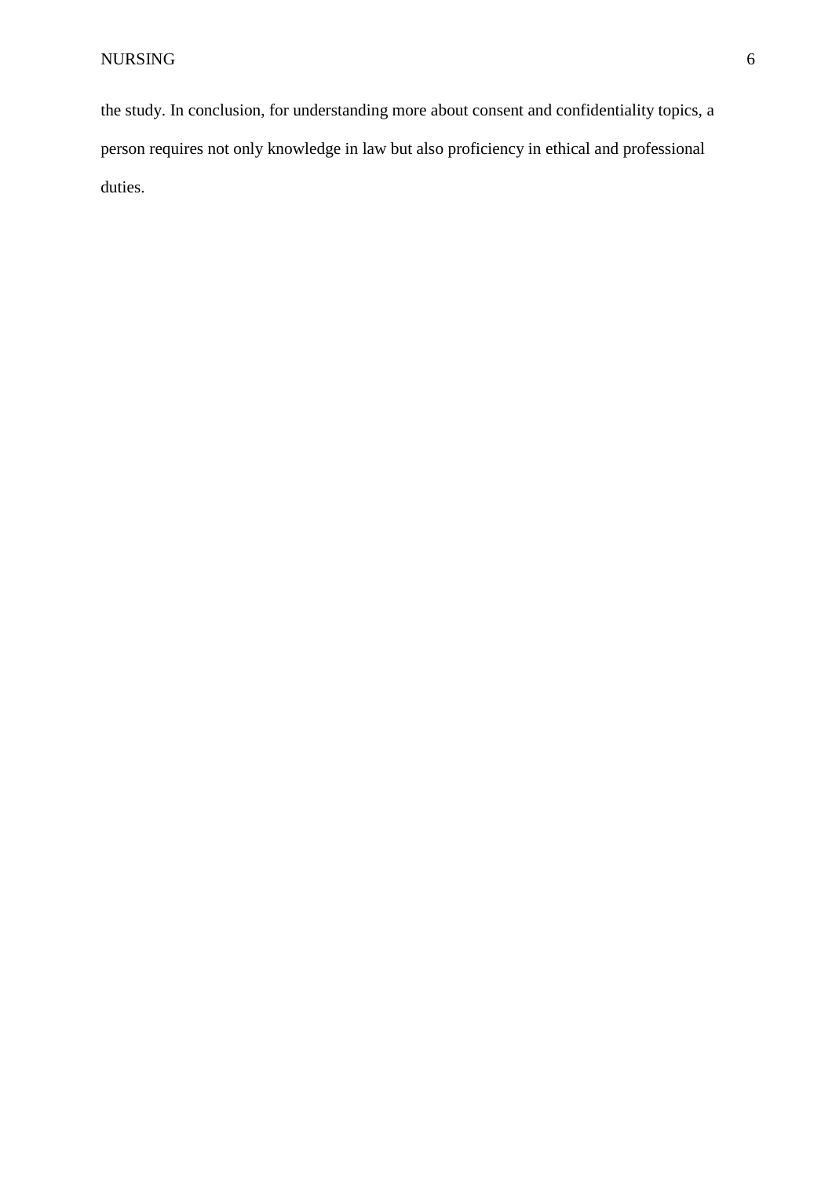the study. In conclusion, for understanding more about consent and confidentiality topics, a person requires not only knowledge in law but also proficiency in ethical and professional duties.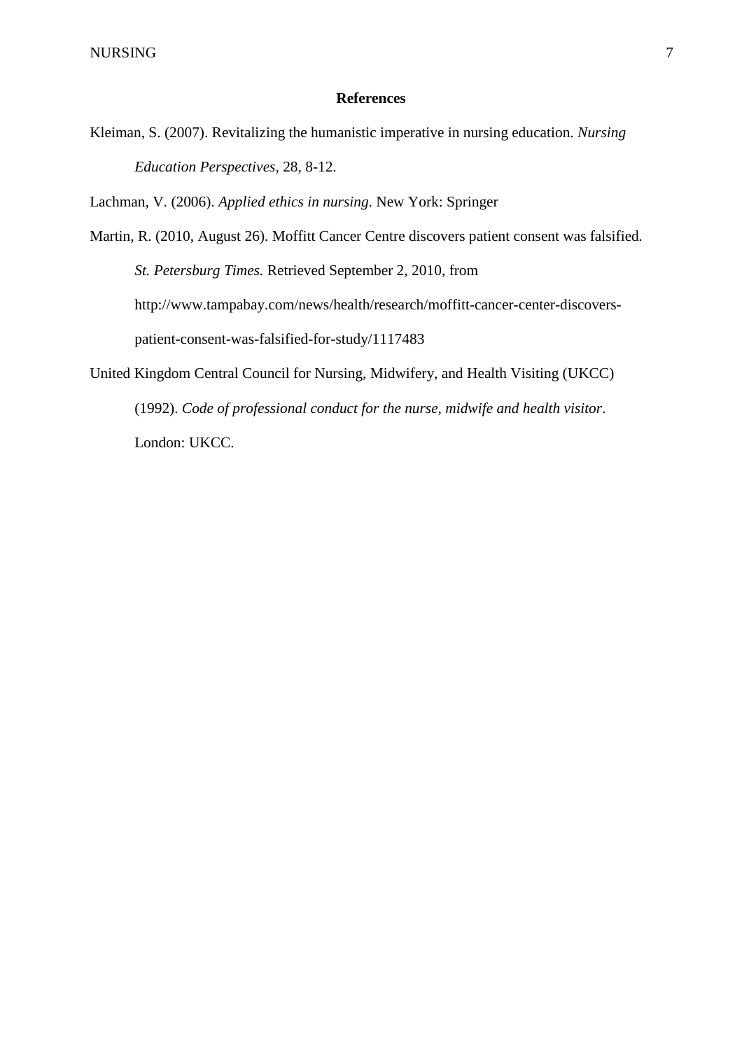## References

Kleiman, S. (2007). Revitalizing the humanistic imperative in nursing education. *Nursing Education Perspectives*, 28, 8-12.

Lachman, V. (2006). *Applied ethics in nursing*. New York: Springer

Martin, R. (2010, August 26). Moffitt Cancer Centre discovers patient consent was falsified. *St. Petersburg Times.* Retrieved September 2, 2010, from http://www.tampabay.com/news/health/research/moffitt-cancer-center-discovers-patient-consent-was-falsified-for-study/1117483

United Kingdom Central Council for Nursing, Midwifery, and Health Visiting (UKCC) (1992). *Code of professional conduct for the nurse, midwife and health visitor*. London: UKCC.